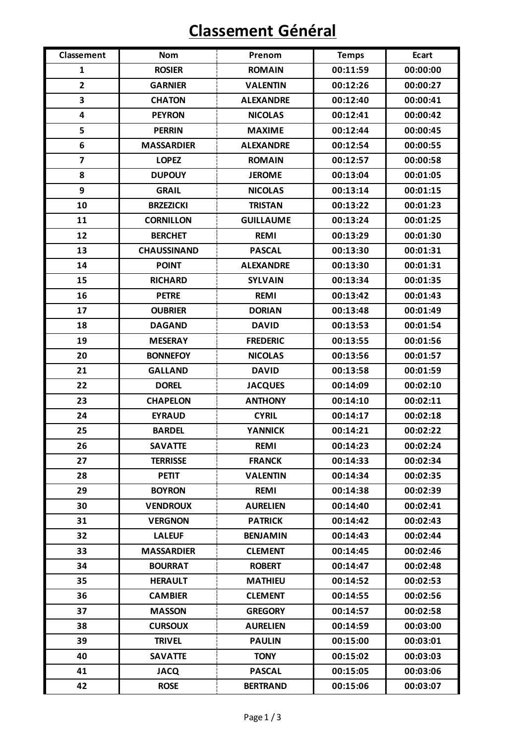# Classement Général

| Classement | Nom | Prenom | Temps | Ecart |
|---|---|---|---|---|
| 1 | ROSIER | ROMAIN | 00:11:59 | 00:00:00 |
| 2 | GARNIER | VALENTIN | 00:12:26 | 00:00:27 |
| 3 | CHATON | ALEXANDRE | 00:12:40 | 00:00:41 |
| 4 | PEYRON | NICOLAS | 00:12:41 | 00:00:42 |
| 5 | PERRIN | MAXIME | 00:12:44 | 00:00:45 |
| 6 | MASSARDIER | ALEXANDRE | 00:12:54 | 00:00:55 |
| 7 | LOPEZ | ROMAIN | 00:12:57 | 00:00:58 |
| 8 | DUPOUY | JEROME | 00:13:04 | 00:01:05 |
| 9 | GRAIL | NICOLAS | 00:13:14 | 00:01:15 |
| 10 | BRZEZICKI | TRISTAN | 00:13:22 | 00:01:23 |
| 11 | CORNILLON | GUILLAUME | 00:13:24 | 00:01:25 |
| 12 | BERCHET | REMI | 00:13:29 | 00:01:30 |
| 13 | CHAUSSINAND | PASCAL | 00:13:30 | 00:01:31 |
| 14 | POINT | ALEXANDRE | 00:13:30 | 00:01:31 |
| 15 | RICHARD | SYLVAIN | 00:13:34 | 00:01:35 |
| 16 | PETRE | REMI | 00:13:42 | 00:01:43 |
| 17 | OUBRIER | DORIAN | 00:13:48 | 00:01:49 |
| 18 | DAGAND | DAVID | 00:13:53 | 00:01:54 |
| 19 | MESERAY | FREDERIC | 00:13:55 | 00:01:56 |
| 20 | BONNEFOY | NICOLAS | 00:13:56 | 00:01:57 |
| 21 | GALLAND | DAVID | 00:13:58 | 00:01:59 |
| 22 | DOREL | JACQUES | 00:14:09 | 00:02:10 |
| 23 | CHAPELON | ANTHONY | 00:14:10 | 00:02:11 |
| 24 | EYRAUD | CYRIL | 00:14:17 | 00:02:18 |
| 25 | BARDEL | YANNICK | 00:14:21 | 00:02:22 |
| 26 | SAVATTE | REMI | 00:14:23 | 00:02:24 |
| 27 | TERRISSE | FRANCK | 00:14:33 | 00:02:34 |
| 28 | PETIT | VALENTIN | 00:14:34 | 00:02:35 |
| 29 | BOYRON | REMI | 00:14:38 | 00:02:39 |
| 30 | VENDROUX | AURELIEN | 00:14:40 | 00:02:41 |
| 31 | VERGNON | PATRICK | 00:14:42 | 00:02:43 |
| 32 | LALEUF | BENJAMIN | 00:14:43 | 00:02:44 |
| 33 | MASSARDIER | CLEMENT | 00:14:45 | 00:02:46 |
| 34 | BOURRAT | ROBERT | 00:14:47 | 00:02:48 |
| 35 | HERAULT | MATHIEU | 00:14:52 | 00:02:53 |
| 36 | CAMBIER | CLEMENT | 00:14:55 | 00:02:56 |
| 37 | MASSON | GREGORY | 00:14:57 | 00:02:58 |
| 38 | CURSOUX | AURELIEN | 00:14:59 | 00:03:00 |
| 39 | TRIVEL | PAULIN | 00:15:00 | 00:03:01 |
| 40 | SAVATTE | TONY | 00:15:02 | 00:03:03 |
| 41 | JACQ | PASCAL | 00:15:05 | 00:03:06 |
| 42 | ROSE | BERTRAND | 00:15:06 | 00:03:07 |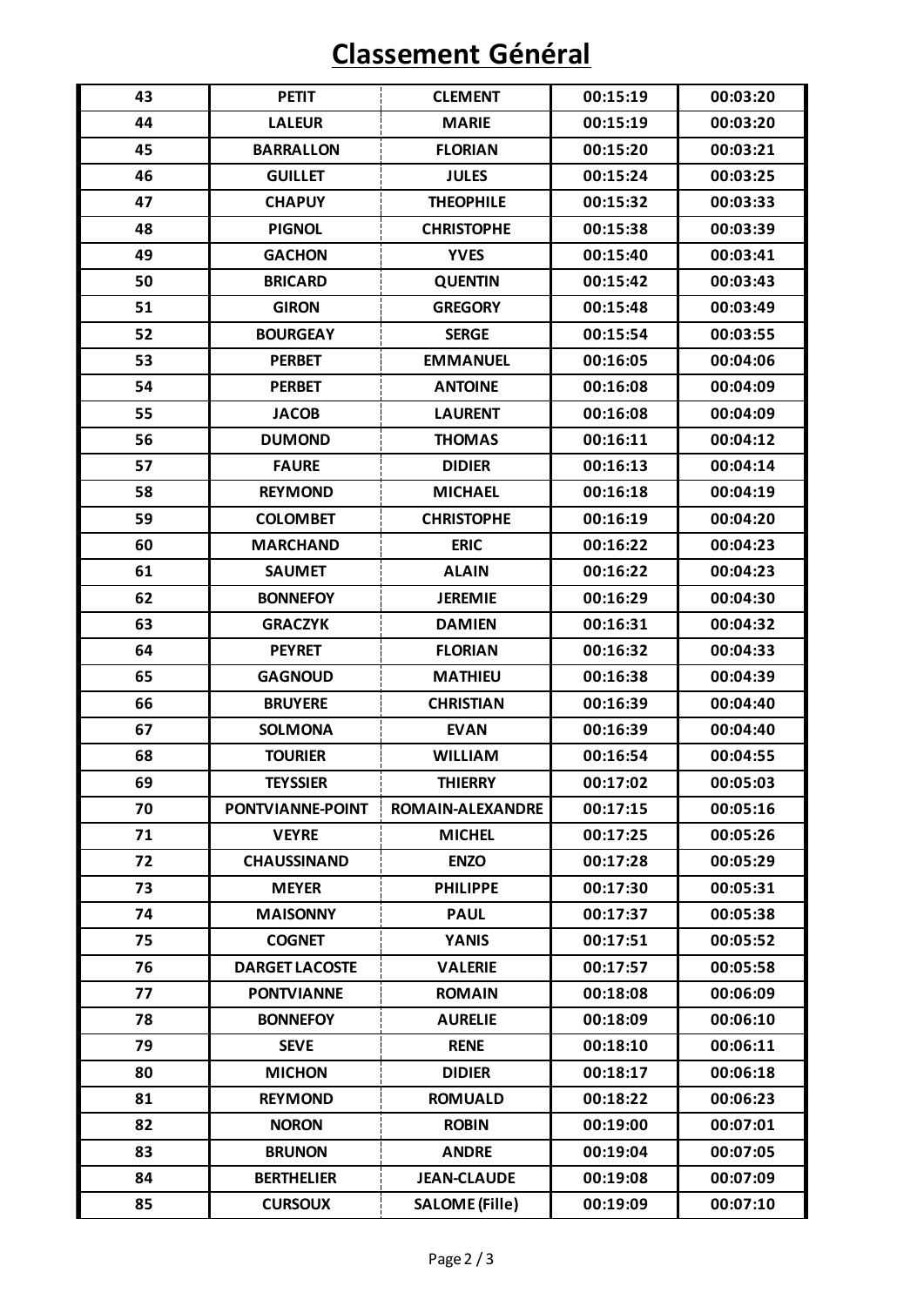# Classement Général

| 43 | PETIT | CLEMENT | 00:15:19 | 00:03:20 |
|---|---|---|---|---|
| 44 | LALEUR | MARIE | 00:15:19 | 00:03:20 |
| 45 | BARRALLON | FLORIAN | 00:15:20 | 00:03:21 |
| 46 | GUILLET | JULES | 00:15:24 | 00:03:25 |
| 47 | CHAPUY | THEOPHILE | 00:15:32 | 00:03:33 |
| 48 | PIGNOL | CHRISTOPHE | 00:15:38 | 00:03:39 |
| 49 | GACHON | YVES | 00:15:40 | 00:03:41 |
| 50 | BRICARD | QUENTIN | 00:15:42 | 00:03:43 |
| 51 | GIRON | GREGORY | 00:15:48 | 00:03:49 |
| 52 | BOURGEAY | SERGE | 00:15:54 | 00:03:55 |
| 53 | PERBET | EMMANUEL | 00:16:05 | 00:04:06 |
| 54 | PERBET | ANTOINE | 00:16:08 | 00:04:09 |
| 55 | JACOB | LAURENT | 00:16:08 | 00:04:09 |
| 56 | DUMOND | THOMAS | 00:16:11 | 00:04:12 |
| 57 | FAURE | DIDIER | 00:16:13 | 00:04:14 |
| 58 | REYMOND | MICHAEL | 00:16:18 | 00:04:19 |
| 59 | COLOMBET | CHRISTOPHE | 00:16:19 | 00:04:20 |
| 60 | MARCHAND | ERIC | 00:16:22 | 00:04:23 |
| 61 | SAUMET | ALAIN | 00:16:22 | 00:04:23 |
| 62 | BONNEFOY | JEREMIE | 00:16:29 | 00:04:30 |
| 63 | GRACZYK | DAMIEN | 00:16:31 | 00:04:32 |
| 64 | PEYRET | FLORIAN | 00:16:32 | 00:04:33 |
| 65 | GAGNOUD | MATHIEU | 00:16:38 | 00:04:39 |
| 66 | BRUYERE | CHRISTIAN | 00:16:39 | 00:04:40 |
| 67 | SOLMONA | EVAN | 00:16:39 | 00:04:40 |
| 68 | TOURIER | WILLIAM | 00:16:54 | 00:04:55 |
| 69 | TEYSSIER | THIERRY | 00:17:02 | 00:05:03 |
| 70 | PONTVIANNE-POINT | ROMAIN-ALEXANDRE | 00:17:15 | 00:05:16 |
| 71 | VEYRE | MICHEL | 00:17:25 | 00:05:26 |
| 72 | CHAUSSINAND | ENZO | 00:17:28 | 00:05:29 |
| 73 | MEYER | PHILIPPE | 00:17:30 | 00:05:31 |
| 74 | MAISONNY | PAUL | 00:17:37 | 00:05:38 |
| 75 | COGNET | YANIS | 00:17:51 | 00:05:52 |
| 76 | DARGET LACOSTE | VALERIE | 00:17:57 | 00:05:58 |
| 77 | PONTVIANNE | ROMAIN | 00:18:08 | 00:06:09 |
| 78 | BONNEFOY | AURELIE | 00:18:09 | 00:06:10 |
| 79 | SEVE | RENE | 00:18:10 | 00:06:11 |
| 80 | MICHON | DIDIER | 00:18:17 | 00:06:18 |
| 81 | REYMOND | ROMUALD | 00:18:22 | 00:06:23 |
| 82 | NORON | ROBIN | 00:19:00 | 00:07:01 |
| 83 | BRUNON | ANDRE | 00:19:04 | 00:07:05 |
| 84 | BERTHELIER | JEAN-CLAUDE | 00:19:08 | 00:07:09 |
| 85 | CURSOUX | SALOME (Fille) | 00:19:09 | 00:07:10 |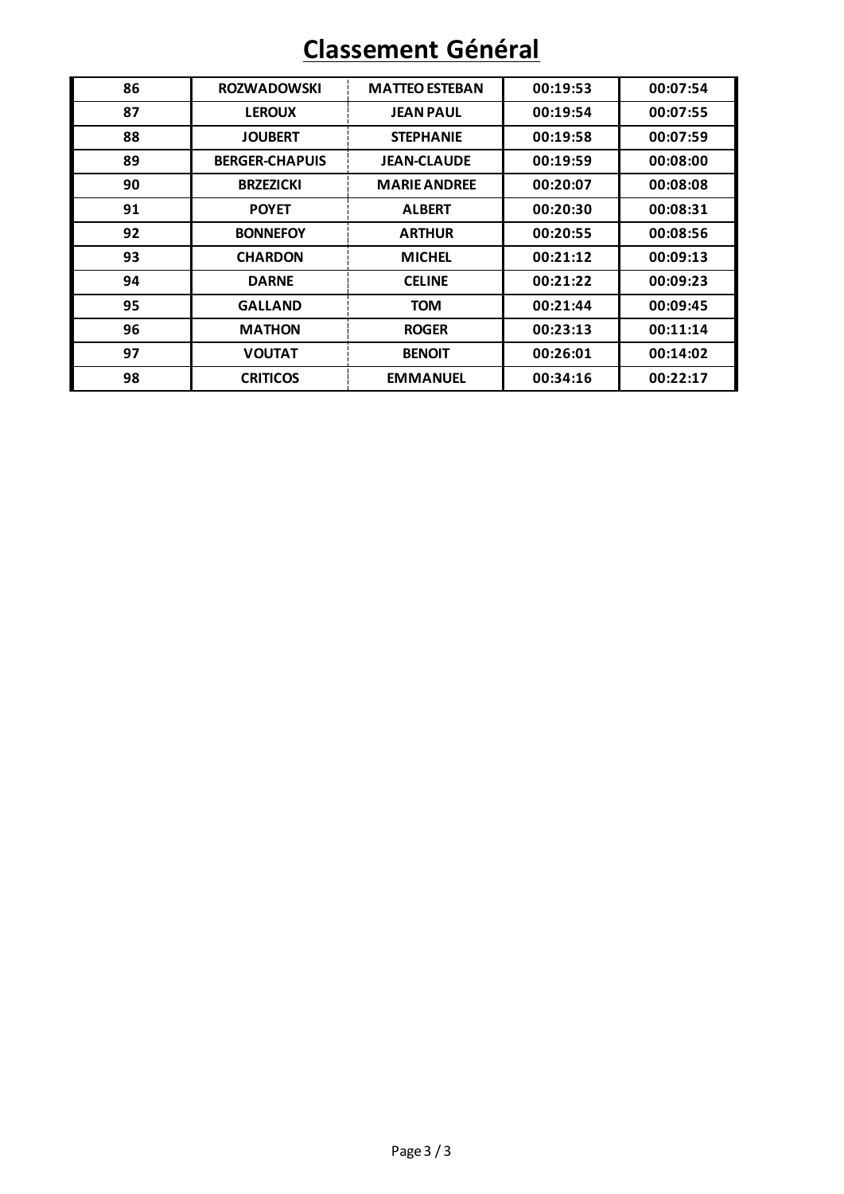# Classement Général

| | | | | |
|---|---|---|---|---|
| 86 | ROZWADOWSKI | MATTEO ESTEBAN | 00:19:53 | 00:07:54 |
| 87 | LEROUX | JEAN PAUL | 00:19:54 | 00:07:55 |
| 88 | JOUBERT | STEPHANIE | 00:19:58 | 00:07:59 |
| 89 | BERGER-CHAPUIS | JEAN-CLAUDE | 00:19:59 | 00:08:00 |
| 90 | BRZEZICKI | MARIE ANDREE | 00:20:07 | 00:08:08 |
| 91 | POYET | ALBERT | 00:20:30 | 00:08:31 |
| 92 | BONNEFOY | ARTHUR | 00:20:55 | 00:08:56 |
| 93 | CHARDON | MICHEL | 00:21:12 | 00:09:13 |
| 94 | DARNE | CELINE | 00:21:22 | 00:09:23 |
| 95 | GALLAND | TOM | 00:21:44 | 00:09:45 |
| 96 | MATHON | ROGER | 00:23:13 | 00:11:14 |
| 97 | VOUTAT | BENOIT | 00:26:01 | 00:14:02 |
| 98 | CRITICOS | EMMANUEL | 00:34:16 | 00:22:17 |